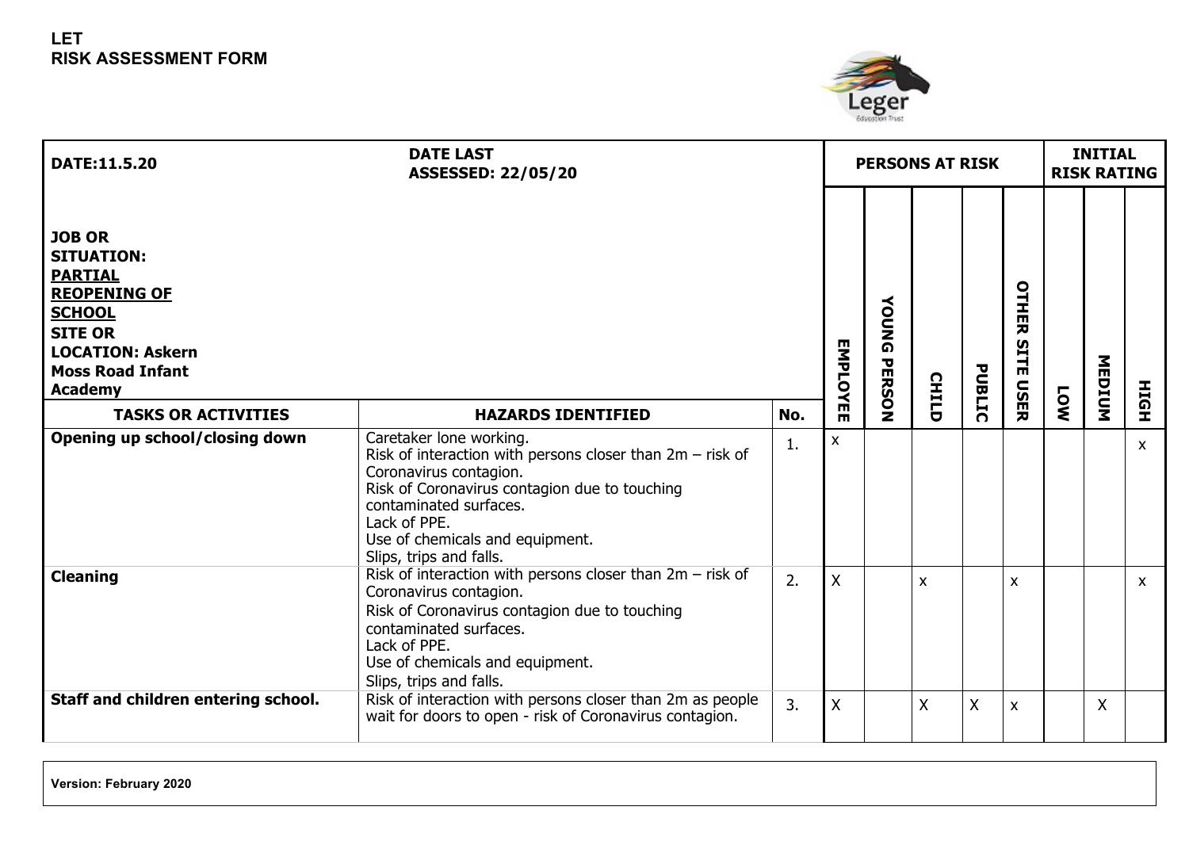**LET**
**RISK ASSESSMENT FORM**

| **DATE:11.5.20** | **DATE LAST ASSESSED: 22/05/20** | | **PERSONS AT RISK** | | | | | **INITIAL RISK RATING** | | |
|---|---|---|---|---|---|---|---|---|---|---|
| **JOB OR SITUATION: <u>PARTIAL REOPENING OF SCHOOL</u> SITE OR LOCATION: Askern Moss Road Infant Academy** | | | **EMPLOYEE** | **YOUNG PERSON** | **CHILD** | **PUBLIC** | **OTHER SITE USER** | **LOW** | **MEDIUM** | **HIGH** |
| **TASKS OR ACTIVITIES** | **HAZARDS IDENTIFIED** | **No.** | | | | | | | | |
| **Opening up school/closing down** | Caretaker lone working.<br>Risk of interaction with persons closer than 2m – risk of Coronavirus contagion.<br>Risk of Coronavirus contagion due to touching contaminated surfaces.<br>Lack of PPE.<br>Use of chemicals and equipment.<br>Slips, trips and falls. | 1. | x | | | | | | | x |
| **Cleaning** | Risk of interaction with persons closer than 2m – risk of Coronavirus contagion.<br>Risk of Coronavirus contagion due to touching contaminated surfaces.<br>Lack of PPE.<br>Use of chemicals and equipment.<br>Slips, trips and falls. | 2. | X | | x | | x | | | x |
| **Staff and children entering school.** | Risk of interaction with persons closer than 2m as people wait for doors to open - risk of Coronavirus contagion. | 3. | X | | X | X | x | | X | |

**Version: February 2020**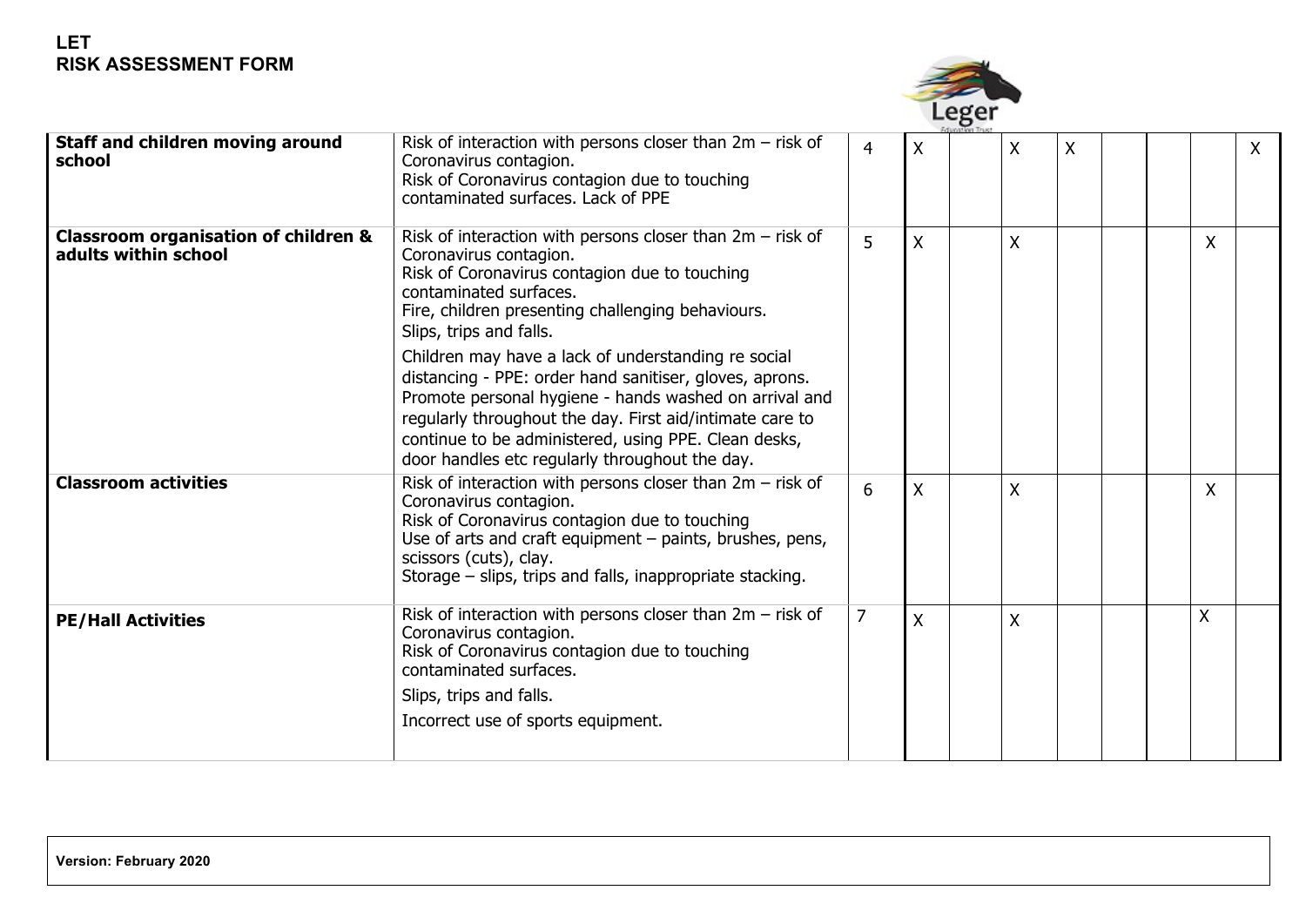| | | | | | | | | | | |
|---|---|---|---|---|---|---|---|---|---|---|
| **Staff and children moving around school** | Risk of interaction with persons closer than 2m – risk of Coronavirus contagion.<br>Risk of Coronavirus contagion due to touching contaminated surfaces. Lack of PPE | 4 | X | | X | X | | | | X |
| **Classroom organisation of children & adults within school** | Risk of interaction with persons closer than 2m – risk of Coronavirus contagion.<br>Risk of Coronavirus contagion due to touching contaminated surfaces.<br>Fire, children presenting challenging behaviours.<br>Slips, trips and falls.<br>Children may have a lack of understanding re social distancing - PPE: order hand sanitiser, gloves, aprons. Promote personal hygiene - hands washed on arrival and regularly throughout the day. First aid/intimate care to continue to be administered, using PPE. Clean desks, door handles etc regularly throughout the day. | 5 | X | | X | | | | X | |
| **Classroom activities** | Risk of interaction with persons closer than 2m – risk of Coronavirus contagion.<br>Risk of Coronavirus contagion due to touching<br>Use of arts and craft equipment – paints, brushes, pens, scissors (cuts), clay.<br>Storage – slips, trips and falls, inappropriate stacking. | 6 | X | | X | | | | X | |
| **PE/Hall Activities** | Risk of interaction with persons closer than 2m – risk of Coronavirus contagion.<br>Risk of Coronavirus contagion due to touching contaminated surfaces.<br>Slips, trips and falls.<br>Incorrect use of sports equipment. | 7 | X | | X | | | | X | |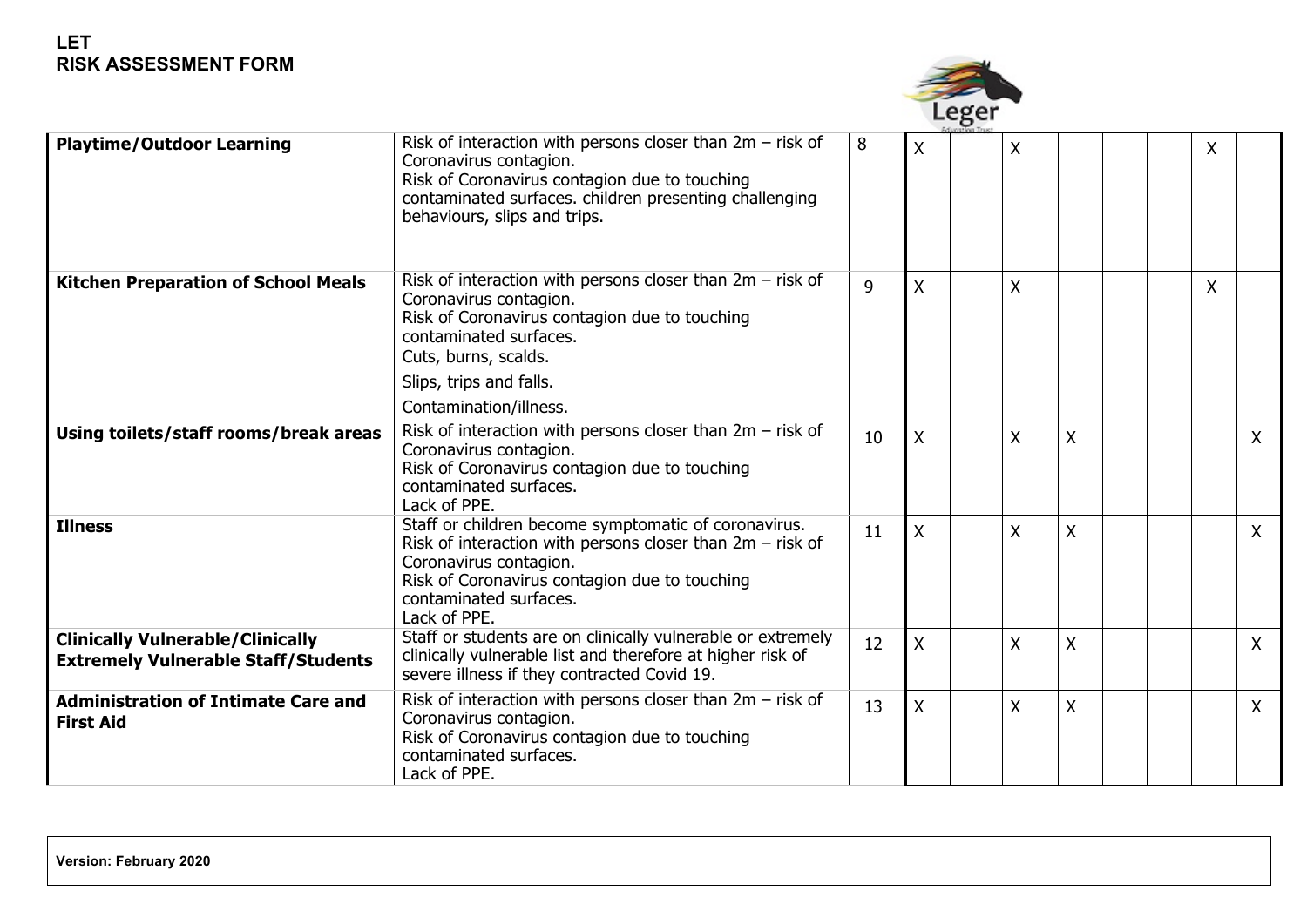| | | | | | | | | | | |
|---|---|---|---|---|---|---|---|---|---|---|
| **Playtime/Outdoor Learning** | Risk of interaction with persons closer than 2m – risk of Coronavirus contagion.<br>Risk of Coronavirus contagion due to touching contaminated surfaces. children presenting challenging behaviours, slips and trips. | 8 | X | | X | | | | X | |
| **Kitchen Preparation of School Meals** | Risk of interaction with persons closer than 2m – risk of Coronavirus contagion.<br>Risk of Coronavirus contagion due to touching contaminated surfaces.<br>Cuts, burns, scalds.<br>Slips, trips and falls.<br>Contamination/illness. | 9 | X | | X | | | | X | |
| **Using toilets/staff rooms/break areas** | Risk of interaction with persons closer than 2m – risk of Coronavirus contagion.<br>Risk of Coronavirus contagion due to touching contaminated surfaces.<br>Lack of PPE. | 10 | X | | X | X | | | | X |
| **Illness** | Staff or children become symptomatic of coronavirus.<br>Risk of interaction with persons closer than 2m – risk of Coronavirus contagion.<br>Risk of Coronavirus contagion due to touching contaminated surfaces.<br>Lack of PPE. | 11 | X | | X | X | | | | X |
| **Clinically Vulnerable/Clinically Extremely Vulnerable Staff/Students** | Staff or students are on clinically vulnerable or extremely clinically vulnerable list and therefore at higher risk of severe illness if they contracted Covid 19. | 12 | X | | X | X | | | | X |
| **Administration of Intimate Care and First Aid** | Risk of interaction with persons closer than 2m – risk of Coronavirus contagion.<br>Risk of Coronavirus contagion due to touching contaminated surfaces.<br>Lack of PPE. | 13 | X | | X | X | | | | X |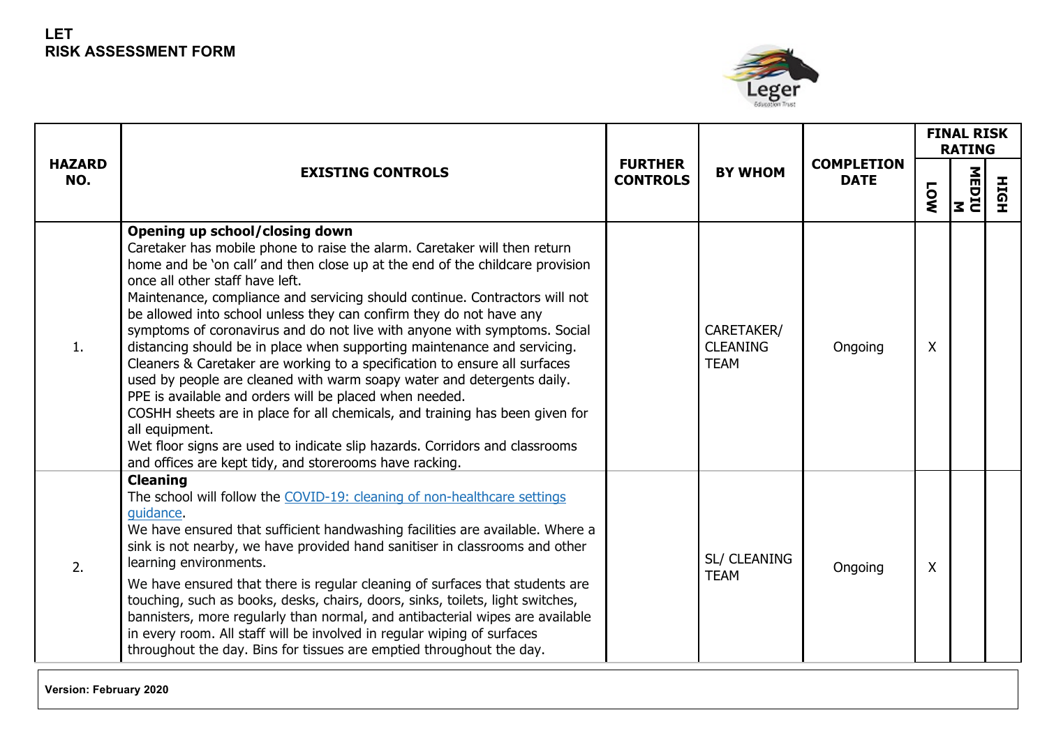**LET**
**RISK ASSESSMENT FORM**

| HAZARD NO. | EXISTING CONTROLS | FURTHER CONTROLS | BY WHOM | COMPLETION DATE | FINAL RISK RATING | | |
|---|---|---|---|---|---|---|---|
| | | | | | LOW | MEDIUM | HIGH |
| 1. | **Opening up school/closing down**<br>Caretaker has mobile phone to raise the alarm. Caretaker will then return home and be 'on call' and then close up at the end of the childcare provision once all other staff have left.<br>Maintenance, compliance and servicing should continue. Contractors will not be allowed into school unless they can confirm they do not have any symptoms of coronavirus and do not live with anyone with symptoms. Social distancing should be in place when supporting maintenance and servicing.<br>Cleaners & Caretaker are working to a specification to ensure all surfaces used by people are cleaned with warm soapy water and detergents daily.<br>PPE is available and orders will be placed when needed.<br>COSHH sheets are in place for all chemicals, and training has been given for all equipment.<br>Wet floor signs are used to indicate slip hazards. Corridors and classrooms and offices are kept tidy, and storerooms have racking. | | CARETAKER/ CLEANING TEAM | Ongoing | X | | |
| 2. | **Cleaning**<br>The school will follow the [COVID-19: cleaning of non-healthcare settings guidance](#).<br>We have ensured that sufficient handwashing facilities are available. Where a sink is not nearby, we have provided hand sanitiser in classrooms and other learning environments.<br>We have ensured that there is regular cleaning of surfaces that students are touching, such as books, desks, chairs, doors, sinks, toilets, light switches, bannisters, more regularly than normal, and antibacterial wipes are available in every room. All staff will be involved in regular wiping of surfaces throughout the day. Bins for tissues are emptied throughout the day. | | SL/ CLEANING TEAM | Ongoing | X | | |

**Version: February 2020**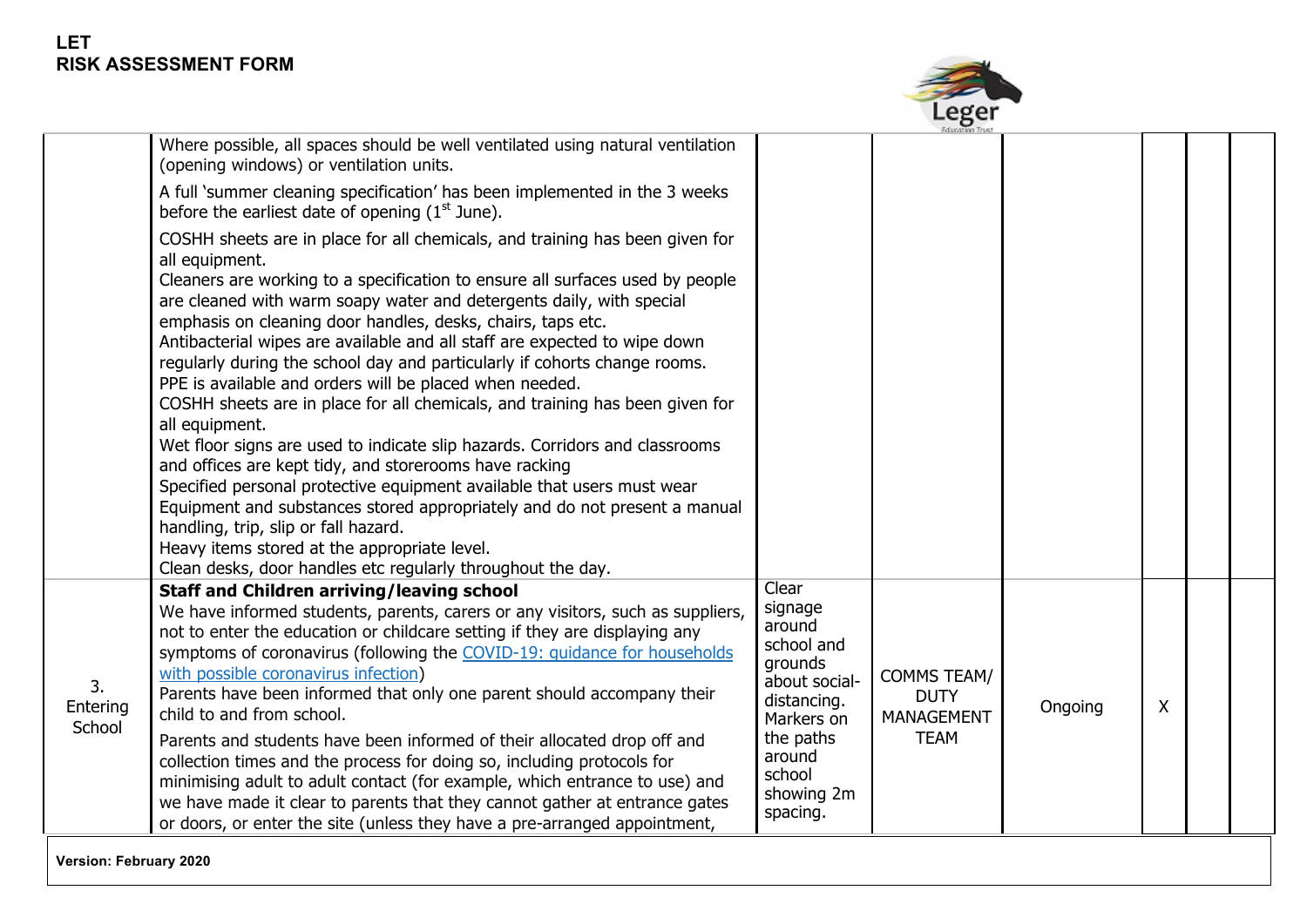**LET**
**RISK ASSESSMENT FORM**

| | | | | | | | | |
|---|---|---|---|---|---|---|---|---|
| | Where possible, all spaces should be well ventilated using natural ventilation (opening windows) or ventilation units.<br>A full 'summer cleaning specification' has been implemented in the 3 weeks before the earliest date of opening (1st June).<br>COSHH sheets are in place for all chemicals, and training has been given for all equipment.<br>Cleaners are working to a specification to ensure all surfaces used by people are cleaned with warm soapy water and detergents daily, with special emphasis on cleaning door handles, desks, chairs, taps etc.<br>Antibacterial wipes are available and all staff are expected to wipe down regularly during the school day and particularly if cohorts change rooms.<br>PPE is available and orders will be placed when needed.<br>COSHH sheets are in place for all chemicals, and training has been given for all equipment.<br>Wet floor signs are used to indicate slip hazards. Corridors and classrooms and offices are kept tidy, and storerooms have racking<br>Specified personal protective equipment available that users must wear<br>Equipment and substances stored appropriately and do not present a manual handling, trip, slip or fall hazard.<br>Heavy items stored at the appropriate level.<br>Clean desks, door handles etc regularly throughout the day. | | | | | | | |
| 3. Entering School | **Staff and Children arriving/leaving school**<br>We have informed students, parents, carers or any visitors, such as suppliers, not to enter the education or childcare setting if they are displaying any symptoms of coronavirus (following the [COVID-19: guidance for households with possible coronavirus infection](COVID-19: guidance for households with possible coronavirus infection))<br>Parents have been informed that only one parent should accompany their child to and from school.<br>Parents and students have been informed of their allocated drop off and collection times and the process for doing so, including protocols for minimising adult to adult contact (for example, which entrance to use) and we have made it clear to parents that they cannot gather at entrance gates or doors, or enter the site (unless they have a pre-arranged appointment, | Clear signage around school and grounds about social-distancing. Markers on the paths around school showing 2m spacing. | COMMS TEAM/ DUTY MANAGEMENT TEAM | Ongoing | X | | | |

**Version: February 2020**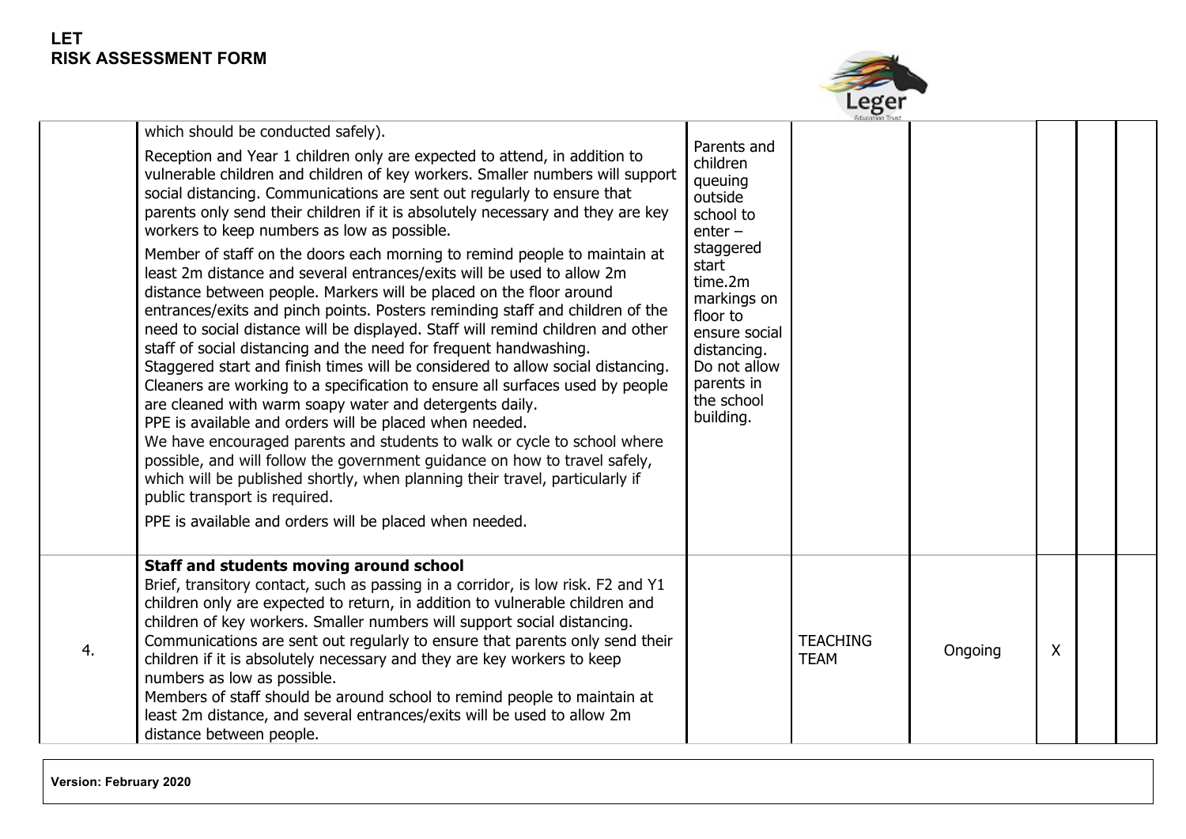| | | | | | | | |
|---|---|---|---|---|---|---|---|
| | which should be conducted safely).<br><br>Reception and Year 1 children only are expected to attend, in addition to vulnerable children and children of key workers. Smaller numbers will support social distancing. Communications are sent out regularly to ensure that parents only send their children if it is absolutely necessary and they are key workers to keep numbers as low as possible.<br><br>Member of staff on the doors each morning to remind people to maintain at least 2m distance and several entrances/exits will be used to allow 2m distance between people. Markers will be placed on the floor around entrances/exits and pinch points. Posters reminding staff and children of the need to social distance will be displayed. Staff will remind children and other staff of social distancing and the need for frequent handwashing.<br>Staggered start and finish times will be considered to allow social distancing.<br>Cleaners are working to a specification to ensure all surfaces used by people are cleaned with warm soapy water and detergents daily.<br>PPE is available and orders will be placed when needed.<br>We have encouraged parents and students to walk or cycle to school where possible, and will follow the government guidance on how to travel safely, which will be published shortly, when planning their travel, particularly if public transport is required.<br><br>PPE is available and orders will be placed when needed. | Parents and children queuing outside school to enter – staggered start time.2m markings on floor to ensure social distancing. Do not allow parents in the school building. | | | | | |
| 4. | **Staff and students moving around school**<br>Brief, transitory contact, such as passing in a corridor, is low risk. F2 and Y1 children only are expected to return, in addition to vulnerable children and children of key workers. Smaller numbers will support social distancing. Communications are sent out regularly to ensure that parents only send their children if it is absolutely necessary and they are key workers to keep numbers as low as possible.<br>Members of staff should be around school to remind people to maintain at least 2m distance, and several entrances/exits will be used to allow 2m distance between people. | | TEACHING TEAM | Ongoing | X | | |

Version: February 2020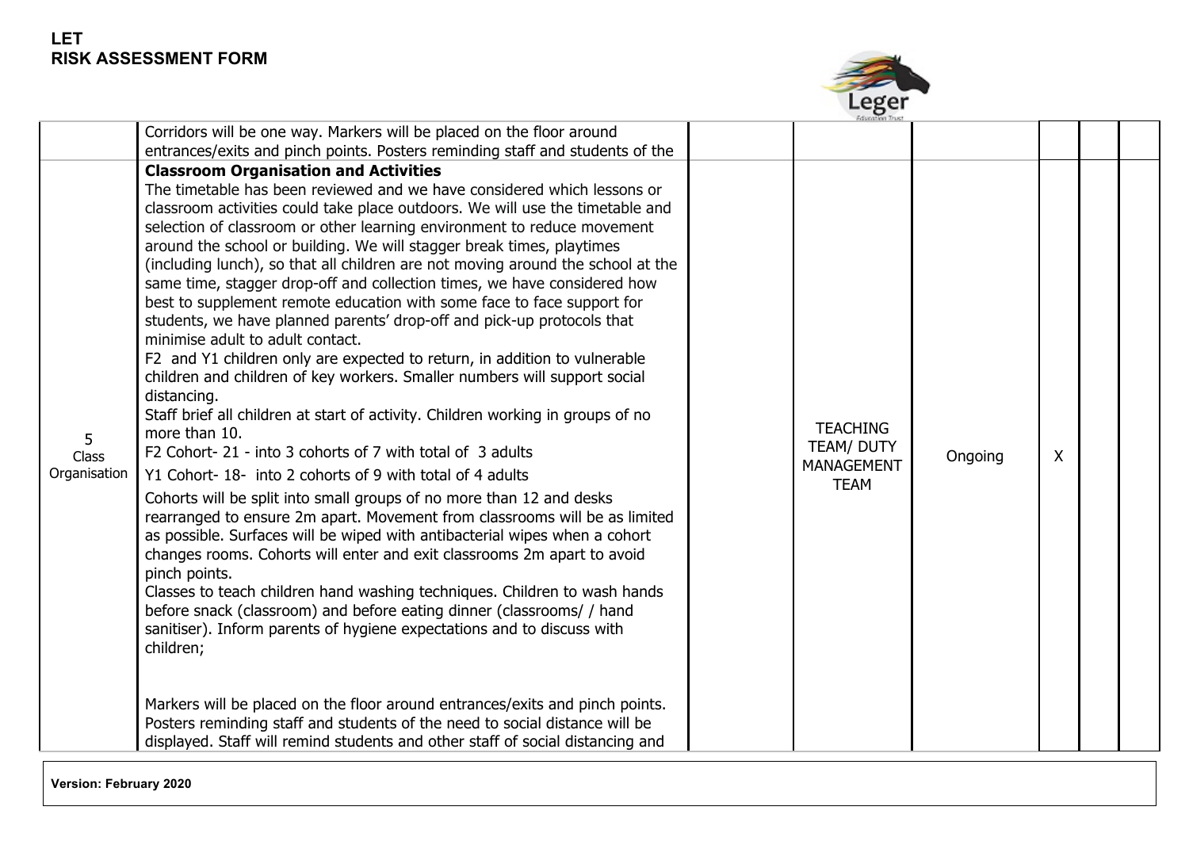**LET**
**RISK ASSESSMENT FORM**

| | | | | | | | |
|---|---|---|---|---|---|---|---|
| | Corridors will be one way. Markers will be placed on the floor around entrances/exits and pinch points. Posters reminding staff and students of the | | | | | | |
| 5 Class Organisation | **Classroom Organisation and Activities**<br>The timetable has been reviewed and we have considered which lessons or classroom activities could take place outdoors. We will use the timetable and selection of classroom or other learning environment to reduce movement around the school or building. We will stagger break times, playtimes (including lunch), so that all children are not moving around the school at the same time, stagger drop-off and collection times, we have considered how best to supplement remote education with some face to face support for students, we have planned parents' drop-off and pick-up protocols that minimise adult to adult contact.<br>F2 and Y1 children only are expected to return, in addition to vulnerable children and children of key workers. Smaller numbers will support social distancing.<br>Staff brief all children at start of activity. Children working in groups of no more than 10.<br>F2 Cohort- 21 - into 3 cohorts of 7 with total of 3 adults<br>Y1 Cohort- 18- into 2 cohorts of 9 with total of 4 adults<br>Cohorts will be split into small groups of no more than 12 and desks rearranged to ensure 2m apart. Movement from classrooms will be as limited as possible. Surfaces will be wiped with antibacterial wipes when a cohort changes rooms. Cohorts will enter and exit classrooms 2m apart to avoid pinch points.<br>Classes to teach children hand washing techniques. Children to wash hands before snack (classroom) and before eating dinner (classrooms/ / hand sanitiser). Inform parents of hygiene expectations and to discuss with children;<br><br>Markers will be placed on the floor around entrances/exits and pinch points. Posters reminding staff and students of the need to social distance will be displayed. Staff will remind students and other staff of social distancing and | | TEACHING TEAM/ DUTY MANAGEMENT TEAM | Ongoing | X | | |

**Version: February 2020**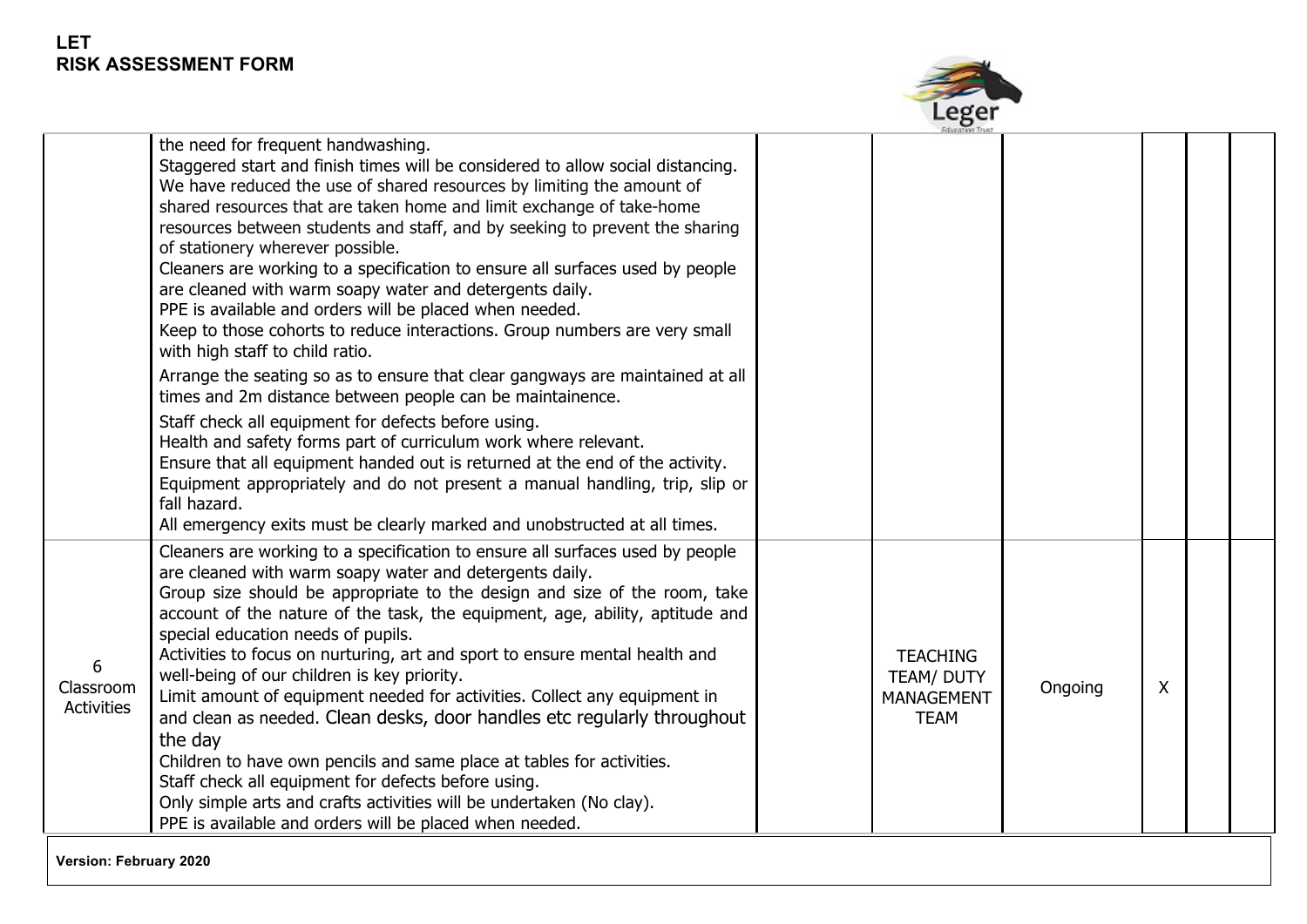**LET**
**RISK ASSESSMENT FORM**

| | | | | | | | |
|---|---|---|---|---|---|---|---|
| | the need for frequent handwashing.<br>Staggered start and finish times will be considered to allow social distancing.<br>We have reduced the use of shared resources by limiting the amount of shared resources that are taken home and limit exchange of take-home resources between students and staff, and by seeking to prevent the sharing of stationery wherever possible.<br>Cleaners are working to a specification to ensure all surfaces used by people are cleaned with warm soapy water and detergents daily.<br>PPE is available and orders will be placed when needed.<br>Keep to those cohorts to reduce interactions. Group numbers are very small with high staff to child ratio.<br>Arrange the seating so as to ensure that clear gangways are maintained at all times and 2m distance between people can be maintainence.<br>Staff check all equipment for defects before using.<br>Health and safety forms part of curriculum work where relevant.<br>Ensure that all equipment handed out is returned at the end of the activity.<br>Equipment appropriately and do not present a manual handling, trip, slip or fall hazard.<br>All emergency exits must be clearly marked and unobstructed at all times. | | | | | | |
| 6 Classroom Activities | Cleaners are working to a specification to ensure all surfaces used by people are cleaned with warm soapy water and detergents daily.<br>Group size should be appropriate to the design and size of the room, take account of the nature of the task, the equipment, age, ability, aptitude and special education needs of pupils.<br>Activities to focus on nurturing, art and sport to ensure mental health and well-being of our children is key priority.<br>Limit amount of equipment needed for activities. Collect any equipment in and clean as needed. Clean desks, door handles etc regularly throughout the day<br>Children to have own pencils and same place at tables for activities.<br>Staff check all equipment for defects before using.<br>Only simple arts and crafts activities will be undertaken (No clay).<br>PPE is available and orders will be placed when needed. | | TEACHING TEAM/ DUTY MANAGEMENT TEAM | Ongoing | X | | |

**Version: February 2020**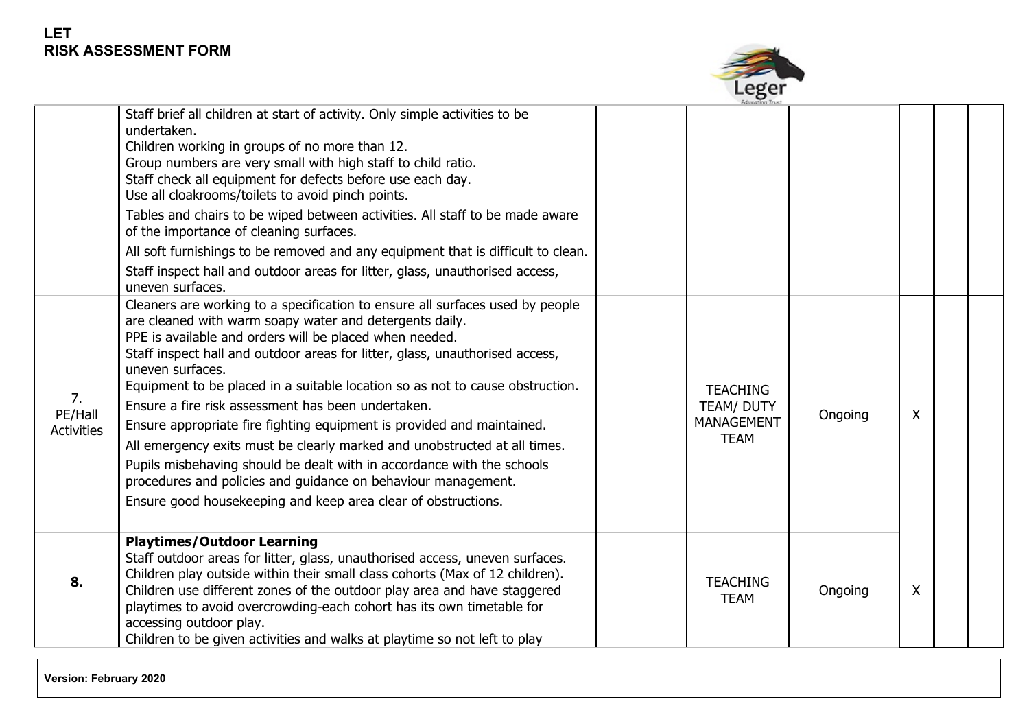# LET
# RISK ASSESSMENT FORM

| | | | | | | | |
|---|---|---|---|---|---|---|---|
| | Staff brief all children at start of activity. Only simple activities to be undertaken.<br>Children working in groups of no more than 12.<br>Group numbers are very small with high staff to child ratio.<br>Staff check all equipment for defects before use each day.<br>Use all cloakrooms/toilets to avoid pinch points.<br>Tables and chairs to be wiped between activities. All staff to be made aware of the importance of cleaning surfaces.<br>All soft furnishings to be removed and any equipment that is difficult to clean.<br>Staff inspect hall and outdoor areas for litter, glass, unauthorised access, uneven surfaces. | | | | | | |
| 7. PE/Hall Activities | Cleaners are working to a specification to ensure all surfaces used by people are cleaned with warm soapy water and detergents daily.<br>PPE is available and orders will be placed when needed.<br>Staff inspect hall and outdoor areas for litter, glass, unauthorised access, uneven surfaces.<br>Equipment to be placed in a suitable location so as not to cause obstruction.<br>Ensure a fire risk assessment has been undertaken.<br>Ensure appropriate fire fighting equipment is provided and maintained.<br>All emergency exits must be clearly marked and unobstructed at all times.<br>Pupils misbehaving should be dealt with in accordance with the schools procedures and policies and guidance on behaviour management.<br>Ensure good housekeeping and keep area clear of obstructions. | | TEACHING TEAM/ DUTY MANAGEMENT TEAM | Ongoing | X | | |
| **8.** | **Playtimes/Outdoor Learning**<br>Staff outdoor areas for litter, glass, unauthorised access, uneven surfaces.<br>Children play outside within their small class cohorts (Max of 12 children).<br>Children use different zones of the outdoor play area and have staggered playtimes to avoid overcrowding-each cohort has its own timetable for accessing outdoor play.<br>Children to be given activities and walks at playtime so not left to play | | TEACHING TEAM | Ongoing | X | | |

**Version: February 2020**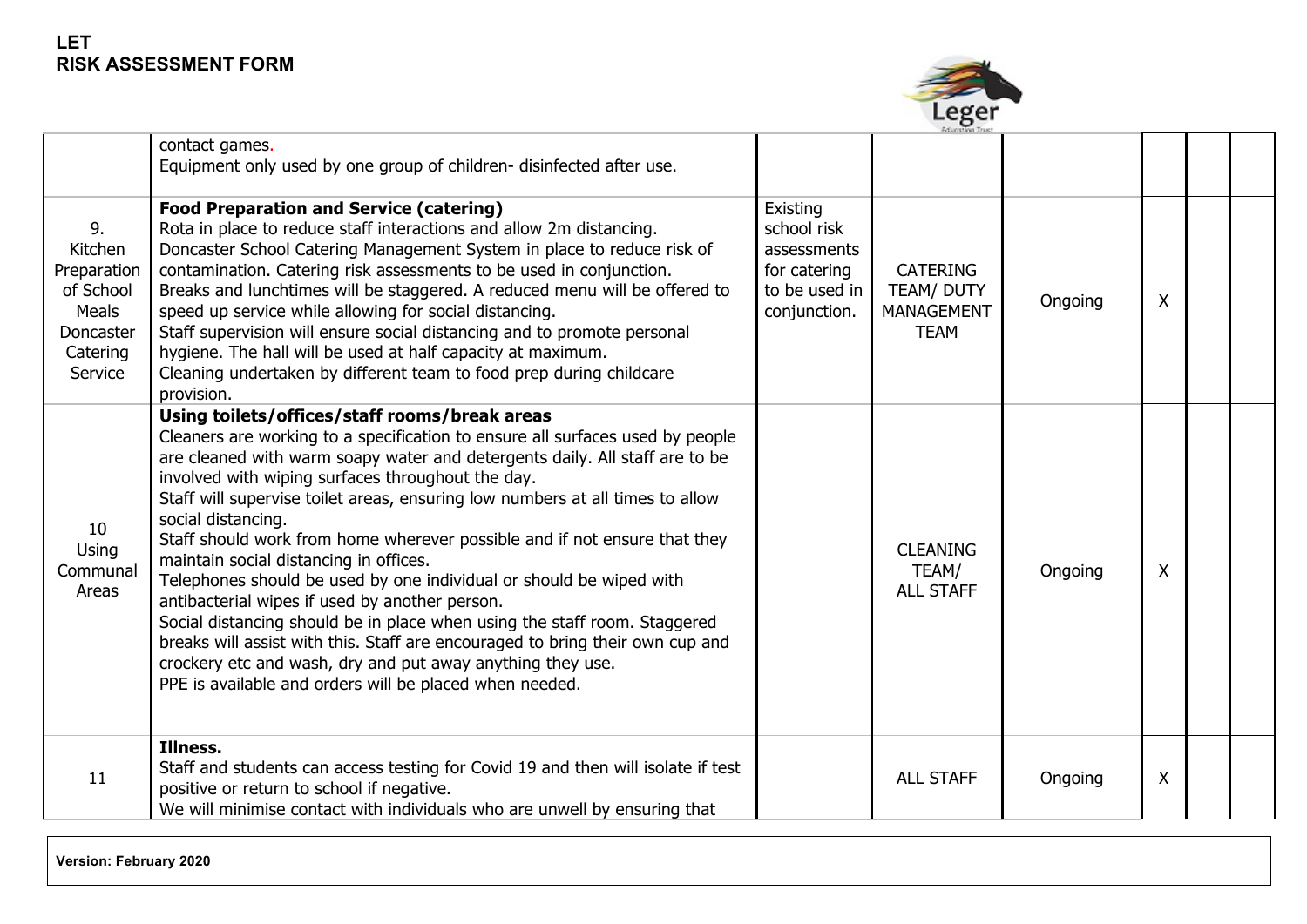LET
RISK ASSESSMENT FORM

| | | | | | | | |
|---|---|---|---|---|---|---|---|
| | contact games.<br>Equipment only used by one group of children- disinfected after use. | | | | | | |
| 9. Kitchen Preparation of School Meals Doncaster Catering Service | **Food Preparation and Service (catering)**<br>Rota in place to reduce staff interactions and allow 2m distancing.<br>Doncaster School Catering Management System in place to reduce risk of contamination. Catering risk assessments to be used in conjunction.<br>Breaks and lunchtimes will be staggered. A reduced menu will be offered to speed up service while allowing for social distancing.<br>Staff supervision will ensure social distancing and to promote personal hygiene. The hall will be used at half capacity at maximum.<br>Cleaning undertaken by different team to food prep during childcare provision. | Existing school risk assessments for catering to be used in conjunction. | CATERING TEAM/ DUTY MANAGEMENT TEAM | Ongoing | X | | |
| 10 Using Communal Areas | **Using toilets/offices/staff rooms/break areas**<br>Cleaners are working to a specification to ensure all surfaces used by people are cleaned with warm soapy water and detergents daily. All staff are to be involved with wiping surfaces throughout the day.<br>Staff will supervise toilet areas, ensuring low numbers at all times to allow social distancing.<br>Staff should work from home wherever possible and if not ensure that they maintain social distancing in offices.<br>Telephones should be used by one individual or should be wiped with antibacterial wipes if used by another person.<br>Social distancing should be in place when using the staff room. Staggered breaks will assist with this. Staff are encouraged to bring their own cup and crockery etc and wash, dry and put away anything they use.<br>PPE is available and orders will be placed when needed. | | CLEANING TEAM/ ALL STAFF | Ongoing | X | | |
| 11 | **Illness.**<br>Staff and students can access testing for Covid 19 and then will isolate if test positive or return to school if negative.<br>We will minimise contact with individuals who are unwell by ensuring that | | ALL STAFF | Ongoing | X | | |

Version: February 2020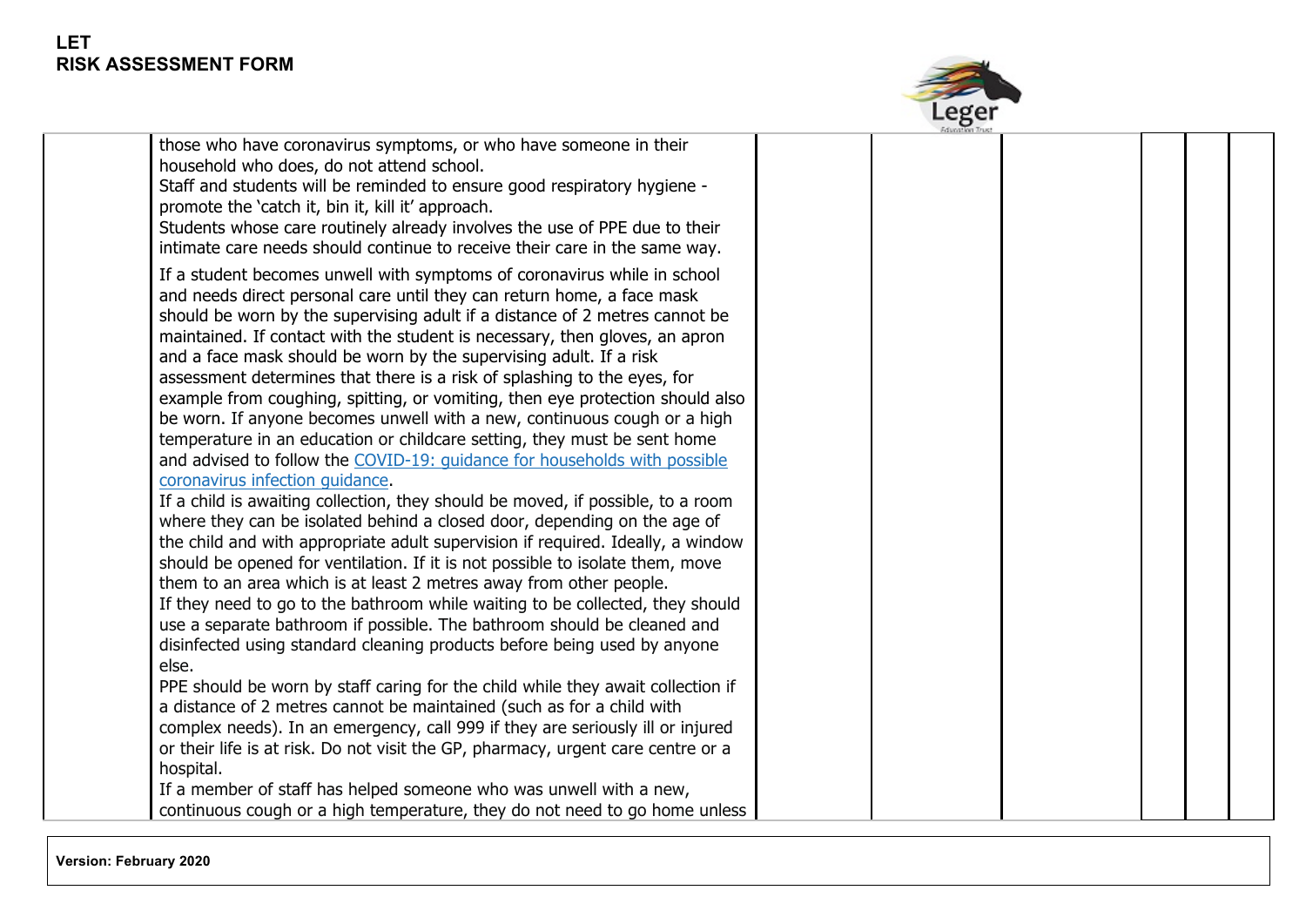| | | | | | | | |
|---|---|---|---|---|---|---|---|
| | those who have coronavirus symptoms, or who have someone in their household who does, do not attend school.<br>Staff and students will be reminded to ensure good respiratory hygiene - promote the 'catch it, bin it, kill it' approach.<br>Students whose care routinely already involves the use of PPE due to their intimate care needs should continue to receive their care in the same way.<br><br>If a student becomes unwell with symptoms of coronavirus while in school and needs direct personal care until they can return home, a face mask should be worn by the supervising adult if a distance of 2 metres cannot be maintained. If contact with the student is necessary, then gloves, an apron and a face mask should be worn by the supervising adult. If a risk assessment determines that there is a risk of splashing to the eyes, for example from coughing, spitting, or vomiting, then eye protection should also be worn. If anyone becomes unwell with a new, continuous cough or a high temperature in an education or childcare setting, they must be sent home and advised to follow the [COVID-19: guidance for households with possible coronavirus infection guidance](). <br>If a child is awaiting collection, they should be moved, if possible, to a room where they can be isolated behind a closed door, depending on the age of the child and with appropriate adult supervision if required. Ideally, a window should be opened for ventilation. If it is not possible to isolate them, move them to an area which is at least 2 metres away from other people.<br>If they need to go to the bathroom while waiting to be collected, they should use a separate bathroom if possible. The bathroom should be cleaned and disinfected using standard cleaning products before being used by anyone else.<br>PPE should be worn by staff caring for the child while they await collection if a distance of 2 metres cannot be maintained (such as for a child with complex needs). In an emergency, call 999 if they are seriously ill or injured or their life is at risk. Do not visit the GP, pharmacy, urgent care centre or a hospital.<br>If a member of staff has helped someone who was unwell with a new, continuous cough or a high temperature, they do not need to go home unless | | | | | | |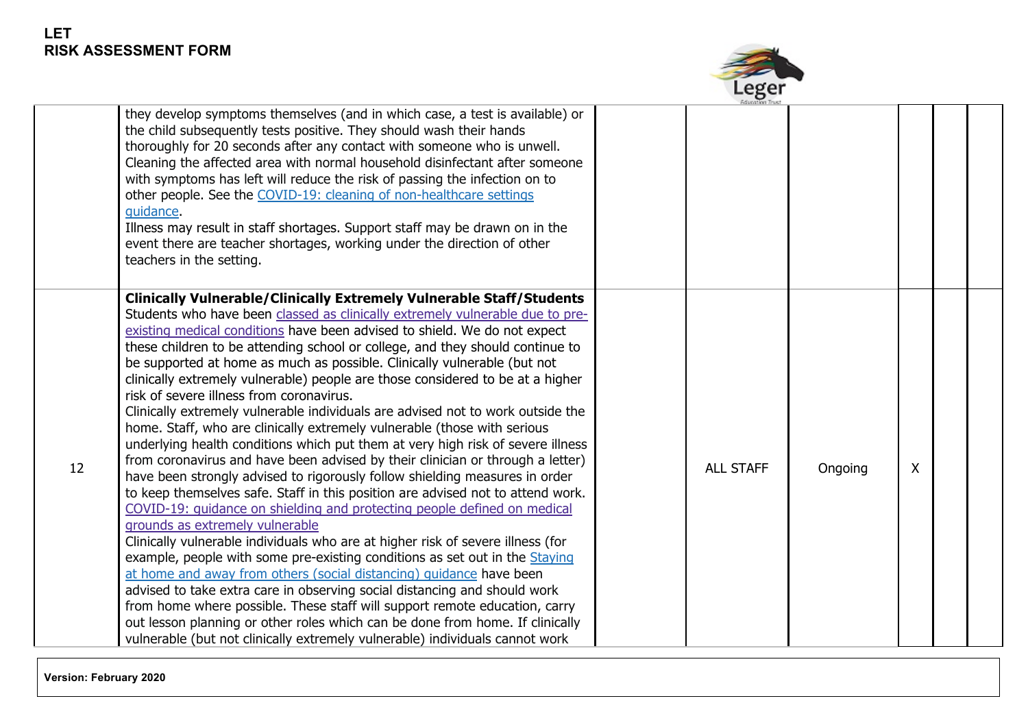**LET**
**RISK ASSESSMENT FORM**

| | | | | | | | |
|---|---|---|---|---|---|---|---|
| | they develop symptoms themselves (and in which case, a test is available) or the child subsequently tests positive. They should wash their hands thoroughly for 20 seconds after any contact with someone who is unwell. Cleaning the affected area with normal household disinfectant after someone with symptoms has left will reduce the risk of passing the infection on to other people. See the COVID-19: cleaning of non-healthcare settings guidance.<br>Illness may result in staff shortages. Support staff may be drawn on in the event there are teacher shortages, working under the direction of other teachers in the setting. | | | | | | |
| 12 | **Clinically Vulnerable/Clinically Extremely Vulnerable Staff/Students**<br>Students who have been classed as clinically extremely vulnerable due to pre-existing medical conditions have been advised to shield. We do not expect these children to be attending school or college, and they should continue to be supported at home as much as possible. Clinically vulnerable (but not clinically extremely vulnerable) people are those considered to be at a higher risk of severe illness from coronavirus.<br>Clinically extremely vulnerable individuals are advised not to work outside the home. Staff, who are clinically extremely vulnerable (those with serious underlying health conditions which put them at very high risk of severe illness from coronavirus and have been advised by their clinician or through a letter) have been strongly advised to rigorously follow shielding measures in order to keep themselves safe. Staff in this position are advised not to attend work. COVID-19: guidance on shielding and protecting people defined on medical grounds as extremely vulnerable<br>Clinically vulnerable individuals who are at higher risk of severe illness (for example, people with some pre-existing conditions as set out in the Staying at home and away from others (social distancing) guidance have been advised to take extra care in observing social distancing and should work from home where possible. These staff will support remote education, carry out lesson planning or other roles which can be done from home. If clinically vulnerable (but not clinically extremely vulnerable) individuals cannot work | | ALL STAFF | Ongoing | X | | |

**Version: February 2020**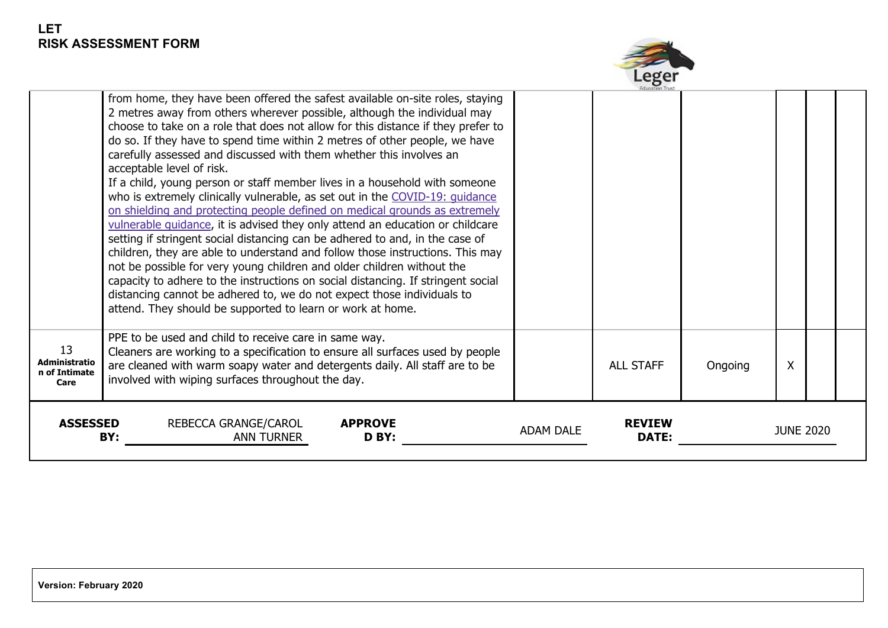**LET**
**RISK ASSESSMENT FORM**

| | | | | | | | |
|---|---|---|---|---|---|---|---|
| | from home, they have been offered the safest available on-site roles, staying 2 metres away from others wherever possible, although the individual may choose to take on a role that does not allow for this distance if they prefer to do so. If they have to spend time within 2 metres of other people, we have carefully assessed and discussed with them whether this involves an acceptable level of risk.<br>If a child, young person or staff member lives in a household with someone who is extremely clinically vulnerable, as set out in the COVID-19: guidance on shielding and protecting people defined on medical grounds as extremely vulnerable guidance, it is advised they only attend an education or childcare setting if stringent social distancing can be adhered to and, in the case of children, they are able to understand and follow those instructions. This may not be possible for very young children and older children without the capacity to adhere to the instructions on social distancing. If stringent social distancing cannot be adhered to, we do not expect those individuals to attend. They should be supported to learn or work at home. | | | | | | |
| 13 **Administration of Intimate Care** | PPE to be used and child to receive care in same way.<br>Cleaners are working to a specification to ensure all surfaces used by people are cleaned with warm soapy water and detergents daily. All staff are to be involved with wiping surfaces throughout the day. | | ALL STAFF | Ongoing | X | | |

| | | | | | |
|---|---|---|---|---|---|
| **ASSESSED BY:** | REBECCA GRANGE/CAROL ANN TURNER | **APPROVED BY:** | ADAM DALE | **REVIEW DATE:** | JUNE 2020 |

**Version: February 2020**